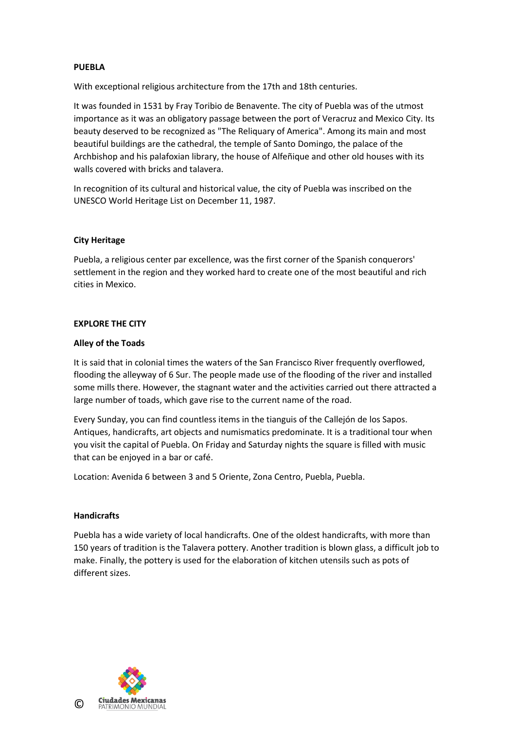# PUEBLA

With exceptional religious architecture from the 17th and 18th centuries.

It was founded in 1531 by Fray Toribio de Benavente. The city of Puebla was of the utmost importance as it was an obligatory passage between the port of Veracruz and Mexico City. Its beauty deserved to be recognized as "The Reliquary of America". Among its main and most beautiful buildings are the cathedral, the temple of Santo Domingo, the palace of the Archbishop and his palafoxian library, the house of Alfeñique and other old houses with its walls covered with bricks and talavera.

In recognition of its cultural and historical value, the city of Puebla was inscribed on the UNESCO World Heritage List on December 11, 1987.

## City Heritage

Puebla, a religious center par excellence, was the first corner of the Spanish conquerors' settlement in the region and they worked hard to create one of the most beautiful and rich cities in Mexico.

# EXPLORE THE CITY

## Alley of the Toads

It is said that in colonial times the waters of the San Francisco River frequently overflowed, flooding the alleyway of 6 Sur. The people made use of the flooding of the river and installed some mills there. However, the stagnant water and the activities carried out there attracted a large number of toads, which gave rise to the current name of the road.

Every Sunday, you can find countless items in the tianguis of the Callejón de los Sapos. Antiques, handicrafts, art objects and numismatics predominate. It is a traditional tour when you visit the capital of Puebla. On Friday and Saturday nights the square is filled with music that can be enjoyed in a bar or café.

Location: Avenida 6 between 3 and 5 Oriente, Zona Centro, Puebla, Puebla.

## Handicrafts

Puebla has a wide variety of local handicrafts. One of the oldest handicrafts, with more than 150 years of tradition is the Talavera pottery. Another tradition is blown glass, a difficult job to make. Finally, the pottery is used for the elaboration of kitchen utensils such as pots of different sizes.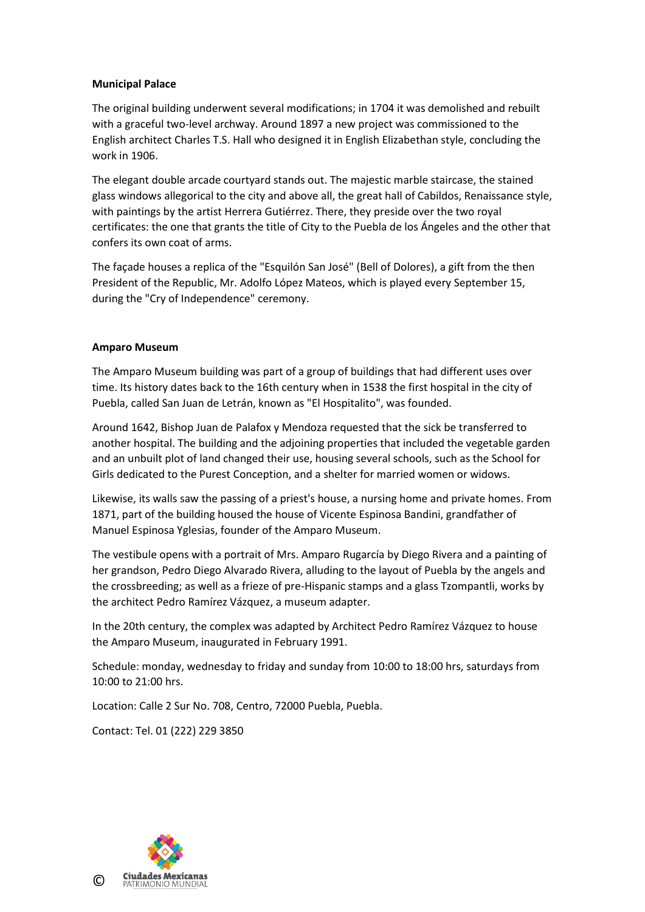**Municipal Palace**

The original building underwent several modifications; in 1704 it was demolished and rebuilt with a graceful two-level archway. Around 1897 a new project was commissioned to the English architect Charles T.S. Hall who designed it in English Elizabethan style, concluding the work in 1906.

The elegant double arcade courtyard stands out. The majestic marble staircase, the stained glass windows allegorical to the city and above all, the great hall of Cabildos, Renaissance style, with paintings by the artist Herrera Gutiérrez. There, they preside over the two royal certificates: the one that grants the title of City to the Puebla de los Ángeles and the other that confers its own coat of arms.

The façade houses a replica of the "Esquilón San José" (Bell of Dolores), a gift from the then President of the Republic, Mr. Adolfo López Mateos, which is played every September 15, during the "Cry of Independence" ceremony.

**Amparo Museum**

The Amparo Museum building was part of a group of buildings that had different uses over time. Its history dates back to the 16th century when in 1538 the first hospital in the city of Puebla, called San Juan de Letrán, known as "El Hospitalito", was founded.

Around 1642, Bishop Juan de Palafox y Mendoza requested that the sick be transferred to another hospital. The building and the adjoining properties that included the vegetable garden and an unbuilt plot of land changed their use, housing several schools, such as the School for Girls dedicated to the Purest Conception, and a shelter for married women or widows.

Likewise, its walls saw the passing of a priest's house, a nursing home and private homes. From 1871, part of the building housed the house of Vicente Espinosa Bandini, grandfather of Manuel Espinosa Yglesias, founder of the Amparo Museum.

The vestibule opens with a portrait of Mrs. Amparo Rugarcía by Diego Rivera and a painting of her grandson, Pedro Diego Alvarado Rivera, alluding to the layout of Puebla by the angels and the crossbreeding; as well as a frieze of pre-Hispanic stamps and a glass Tzompantli, works by the architect Pedro Ramírez Vázquez, a museum adapter.

In the 20th century, the complex was adapted by Architect Pedro Ramírez Vázquez to house the Amparo Museum, inaugurated in February 1991.

Schedule: monday, wednesday to friday and sunday from 10:00 to 18:00 hrs, saturdays from 10:00 to 21:00 hrs.

Location: Calle 2 Sur No. 708, Centro, 72000 Puebla, Puebla.

Contact: Tel. 01 (222) 229 3850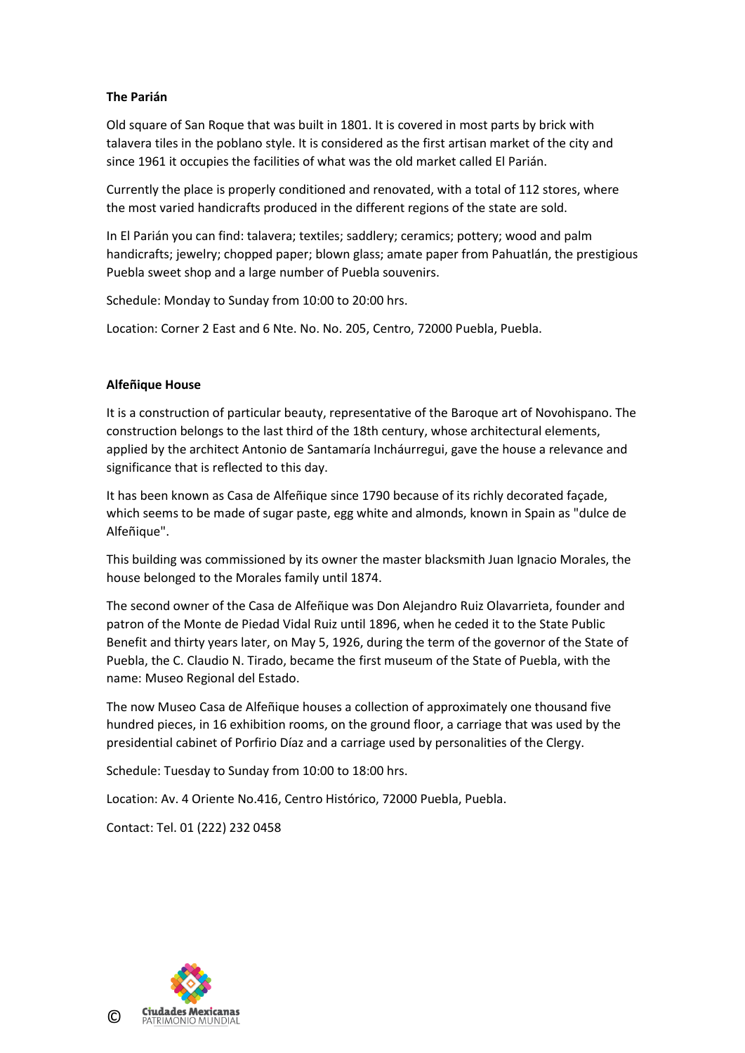### The Parián

Old square of San Roque that was built in 1801. It is covered in most parts by brick with talavera tiles in the poblano style. It is considered as the first artisan market of the city and since 1961 it occupies the facilities of what was the old market called El Parián.

Currently the place is properly conditioned and renovated, with a total of 112 stores, where the most varied handicrafts produced in the different regions of the state are sold.

In El Parián you can find: talavera; textiles; saddlery; ceramics; pottery; wood and palm handicrafts; jewelry; chopped paper; blown glass; amate paper from Pahuatlán, the prestigious Puebla sweet shop and a large number of Puebla souvenirs.

Schedule: Monday to Sunday from 10:00 to 20:00 hrs.

Location: Corner 2 East and 6 Nte. No. No. 205, Centro, 72000 Puebla, Puebla.

### Alfeñique House

It is a construction of particular beauty, representative of the Baroque art of Novohispano. The construction belongs to the last third of the 18th century, whose architectural elements, applied by the architect Antonio de Santamaría Incháurregui, gave the house a relevance and significance that is reflected to this day.

It has been known as Casa de Alfeñique since 1790 because of its richly decorated façade, which seems to be made of sugar paste, egg white and almonds, known in Spain as "dulce de Alfeñique".

This building was commissioned by its owner the master blacksmith Juan Ignacio Morales, the house belonged to the Morales family until 1874.

The second owner of the Casa de Alfeñique was Don Alejandro Ruiz Olavarrieta, founder and patron of the Monte de Piedad Vidal Ruiz until 1896, when he ceded it to the State Public Benefit and thirty years later, on May 5, 1926, during the term of the governor of the State of Puebla, the C. Claudio N. Tirado, became the first museum of the State of Puebla, with the name: Museo Regional del Estado.

The now Museo Casa de Alfeñique houses a collection of approximately one thousand five hundred pieces, in 16 exhibition rooms, on the ground floor, a carriage that was used by the presidential cabinet of Porfirio Díaz and a carriage used by personalities of the Clergy.

Schedule: Tuesday to Sunday from 10:00 to 18:00 hrs.

Location: Av. 4 Oriente No.416, Centro Histórico, 72000 Puebla, Puebla.

Contact: Tel. 01 (222) 232 0458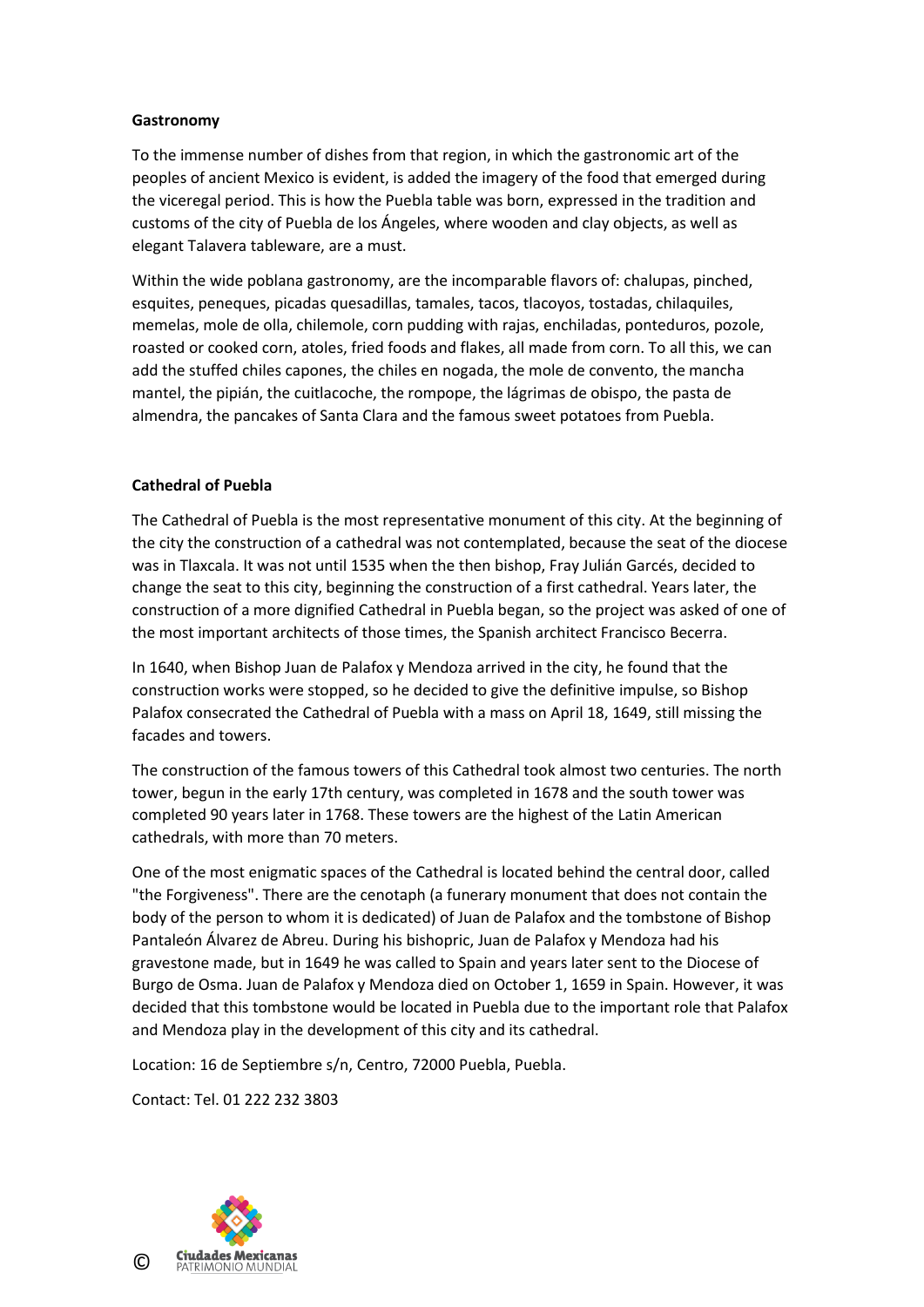**Gastronomy**

To the immense number of dishes from that region, in which the gastronomic art of the peoples of ancient Mexico is evident, is added the imagery of the food that emerged during the viceregal period. This is how the Puebla table was born, expressed in the tradition and customs of the city of Puebla de los Ángeles, where wooden and clay objects, as well as elegant Talavera tableware, are a must.

Within the wide poblana gastronomy, are the incomparable flavors of: chalupas, pinched, esquites, peneques, picadas quesadillas, tamales, tacos, tlacoyos, tostadas, chilaquiles, memelas, mole de olla, chilemole, corn pudding with rajas, enchiladas, ponteduros, pozole, roasted or cooked corn, atoles, fried foods and flakes, all made from corn. To all this, we can add the stuffed chiles capones, the chiles en nogada, the mole de convento, the mancha mantel, the pipián, the cuitlacoche, the rompope, the lágrimas de obispo, the pasta de almendra, the pancakes of Santa Clara and the famous sweet potatoes from Puebla.

**Cathedral of Puebla**

The Cathedral of Puebla is the most representative monument of this city. At the beginning of the city the construction of a cathedral was not contemplated, because the seat of the diocese was in Tlaxcala. It was not until 1535 when the then bishop, Fray Julián Garcés, decided to change the seat to this city, beginning the construction of a first cathedral. Years later, the construction of a more dignified Cathedral in Puebla began, so the project was asked of one of the most important architects of those times, the Spanish architect Francisco Becerra.

In 1640, when Bishop Juan de Palafox y Mendoza arrived in the city, he found that the construction works were stopped, so he decided to give the definitive impulse, so Bishop Palafox consecrated the Cathedral of Puebla with a mass on April 18, 1649, still missing the facades and towers.

The construction of the famous towers of this Cathedral took almost two centuries. The north tower, begun in the early 17th century, was completed in 1678 and the south tower was completed 90 years later in 1768. These towers are the highest of the Latin American cathedrals, with more than 70 meters.

One of the most enigmatic spaces of the Cathedral is located behind the central door, called "the Forgiveness". There are the cenotaph (a funerary monument that does not contain the body of the person to whom it is dedicated) of Juan de Palafox and the tombstone of Bishop Pantaleón Álvarez de Abreu. During his bishopric, Juan de Palafox y Mendoza had his gravestone made, but in 1649 he was called to Spain and years later sent to the Diocese of Burgo de Osma. Juan de Palafox y Mendoza died on October 1, 1659 in Spain. However, it was decided that this tombstone would be located in Puebla due to the important role that Palafox and Mendoza play in the development of this city and its cathedral.

Location: 16 de Septiembre s/n, Centro, 72000 Puebla, Puebla.

Contact: Tel. 01 222 232 3803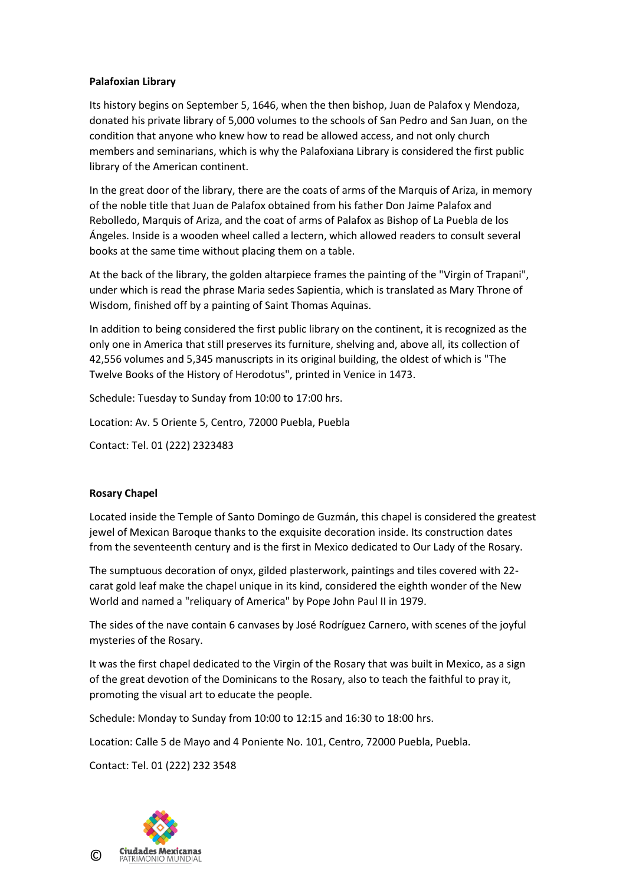**Palafoxian Library**

Its history begins on September 5, 1646, when the then bishop, Juan de Palafox y Mendoza, donated his private library of 5,000 volumes to the schools of San Pedro and San Juan, on the condition that anyone who knew how to read be allowed access, and not only church members and seminarians, which is why the Palafoxiana Library is considered the first public library of the American continent.

In the great door of the library, there are the coats of arms of the Marquis of Ariza, in memory of the noble title that Juan de Palafox obtained from his father Don Jaime Palafox and Rebolledo, Marquis of Ariza, and the coat of arms of Palafox as Bishop of La Puebla de los Ángeles. Inside is a wooden wheel called a lectern, which allowed readers to consult several books at the same time without placing them on a table.

At the back of the library, the golden altarpiece frames the painting of the "Virgin of Trapani", under which is read the phrase Maria sedes Sapientia, which is translated as Mary Throne of Wisdom, finished off by a painting of Saint Thomas Aquinas.

In addition to being considered the first public library on the continent, it is recognized as the only one in America that still preserves its furniture, shelving and, above all, its collection of 42,556 volumes and 5,345 manuscripts in its original building, the oldest of which is "The Twelve Books of the History of Herodotus", printed in Venice in 1473.

Schedule: Tuesday to Sunday from 10:00 to 17:00 hrs.

Location: Av. 5 Oriente 5, Centro, 72000 Puebla, Puebla

Contact: Tel. 01 (222) 2323483

**Rosary Chapel**

Located inside the Temple of Santo Domingo de Guzmán, this chapel is considered the greatest jewel of Mexican Baroque thanks to the exquisite decoration inside. Its construction dates from the seventeenth century and is the first in Mexico dedicated to Our Lady of the Rosary.

The sumptuous decoration of onyx, gilded plasterwork, paintings and tiles covered with 22-carat gold leaf make the chapel unique in its kind, considered the eighth wonder of the New World and named a "reliquary of America" by Pope John Paul II in 1979.

The sides of the nave contain 6 canvases by José Rodríguez Carnero, with scenes of the joyful mysteries of the Rosary.

It was the first chapel dedicated to the Virgin of the Rosary that was built in Mexico, as a sign of the great devotion of the Dominicans to the Rosary, also to teach the faithful to pray it, promoting the visual art to educate the people.

Schedule: Monday to Sunday from 10:00 to 12:15 and 16:30 to 18:00 hrs.

Location: Calle 5 de Mayo and 4 Poniente No. 101, Centro, 72000 Puebla, Puebla.

Contact: Tel. 01 (222) 232 3548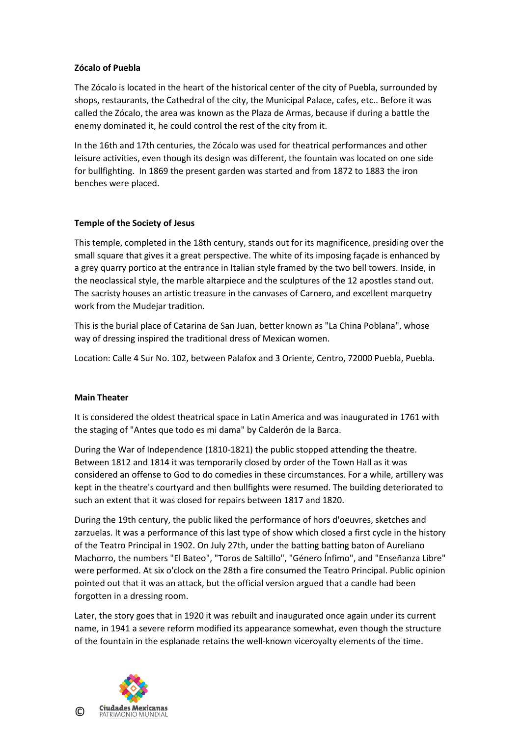**Zócalo of Puebla**

The Zócalo is located in the heart of the historical center of the city of Puebla, surrounded by shops, restaurants, the Cathedral of the city, the Municipal Palace, cafes, etc.. Before it was called the Zócalo, the area was known as the Plaza de Armas, because if during a battle the enemy dominated it, he could control the rest of the city from it.

In the 16th and 17th centuries, the Zócalo was used for theatrical performances and other leisure activities, even though its design was different, the fountain was located on one side for bullfighting. In 1869 the present garden was started and from 1872 to 1883 the iron benches were placed.

**Temple of the Society of Jesus**

This temple, completed in the 18th century, stands out for its magnificence, presiding over the small square that gives it a great perspective. The white of its imposing façade is enhanced by a grey quarry portico at the entrance in Italian style framed by the two bell towers. Inside, in the neoclassical style, the marble altarpiece and the sculptures of the 12 apostles stand out. The sacristy houses an artistic treasure in the canvases of Carnero, and excellent marquetry work from the Mudejar tradition.

This is the burial place of Catarina de San Juan, better known as "La China Poblana", whose way of dressing inspired the traditional dress of Mexican women.

Location: Calle 4 Sur No. 102, between Palafox and 3 Oriente, Centro, 72000 Puebla, Puebla.

**Main Theater**

It is considered the oldest theatrical space in Latin America and was inaugurated in 1761 with the staging of "Antes que todo es mi dama" by Calderón de la Barca.

During the War of Independence (1810-1821) the public stopped attending the theatre. Between 1812 and 1814 it was temporarily closed by order of the Town Hall as it was considered an offense to God to do comedies in these circumstances. For a while, artillery was kept in the theatre's courtyard and then bullfights were resumed. The building deteriorated to such an extent that it was closed for repairs between 1817 and 1820.

During the 19th century, the public liked the performance of hors d'oeuvres, sketches and zarzuelas. It was a performance of this last type of show which closed a first cycle in the history of the Teatro Principal in 1902. On July 27th, under the batting batting baton of Aureliano Machorro, the numbers "El Bateo", "Toros de Saltillo", "Género Ínfimo", and "Enseñanza Libre" were performed. At six o'clock on the 28th a fire consumed the Teatro Principal. Public opinion pointed out that it was an attack, but the official version argued that a candle had been forgotten in a dressing room.

Later, the story goes that in 1920 it was rebuilt and inaugurated once again under its current name, in 1941 a severe reform modified its appearance somewhat, even though the structure of the fountain in the esplanade retains the well-known viceroyalty elements of the time.

© Ciudades Mexicanas PATRIMONIO MUNDIAL